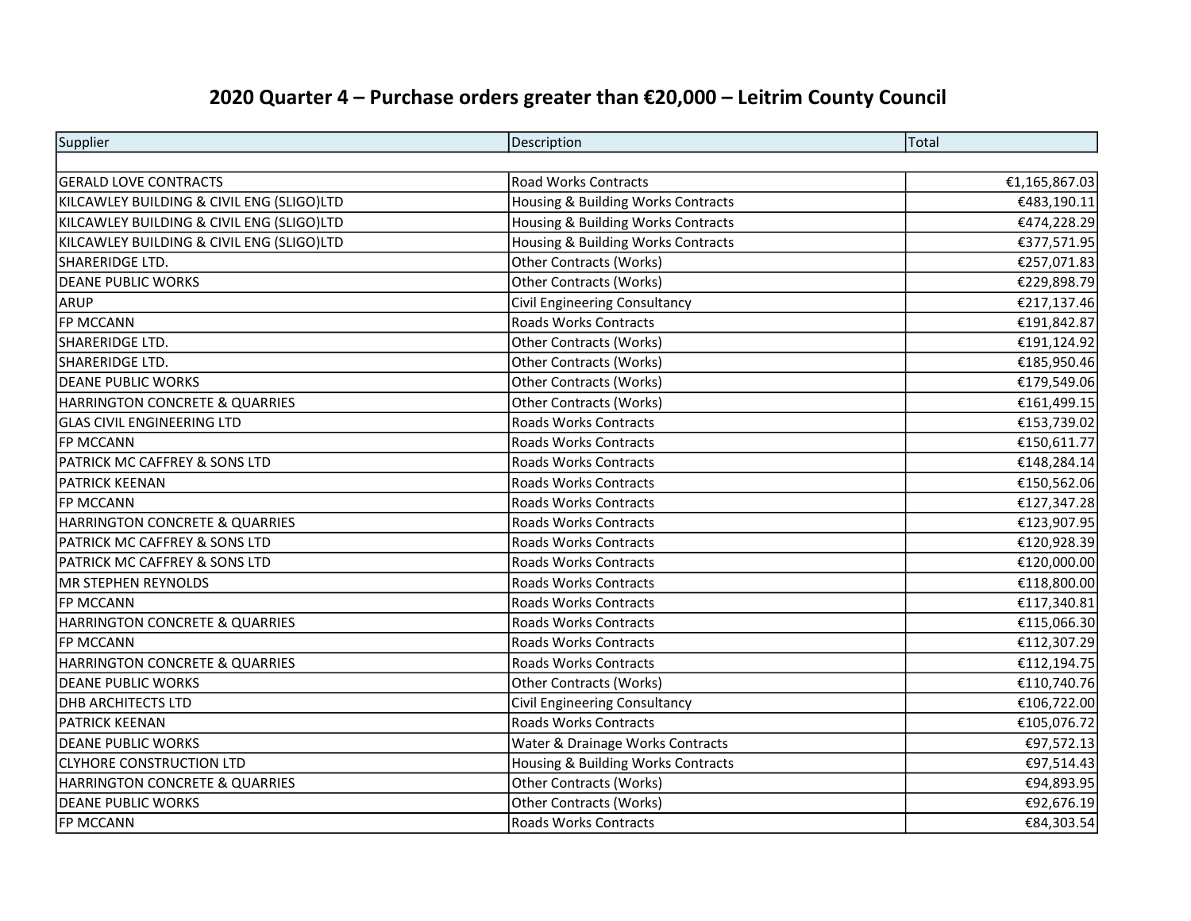# 2020 Quarter 4 – Purchase orders greater than €20,000 – Leitrim County Council

| Supplier | Description | Total |
|---|---|---|
| | | |
| GERALD LOVE CONTRACTS | Road Works Contracts | €1,165,867.03 |
| KILCAWLEY BUILDING & CIVIL ENG (SLIGO)LTD | Housing & Building Works Contracts | €483,190.11 |
| KILCAWLEY BUILDING & CIVIL ENG (SLIGO)LTD | Housing & Building Works Contracts | €474,228.29 |
| KILCAWLEY BUILDING & CIVIL ENG (SLIGO)LTD | Housing & Building Works Contracts | €377,571.95 |
| SHARERIDGE LTD. | Other Contracts (Works) | €257,071.83 |
| DEANE PUBLIC WORKS | Other Contracts (Works) | €229,898.79 |
| ARUP | Civil Engineering Consultancy | €217,137.46 |
| FP MCCANN | Roads Works Contracts | €191,842.87 |
| SHARERIDGE LTD. | Other Contracts (Works) | €191,124.92 |
| SHARERIDGE LTD. | Other Contracts (Works) | €185,950.46 |
| DEANE PUBLIC WORKS | Other Contracts (Works) | €179,549.06 |
| HARRINGTON CONCRETE & QUARRIES | Other Contracts (Works) | €161,499.15 |
| GLAS CIVIL ENGINEERING LTD | Roads Works Contracts | €153,739.02 |
| FP MCCANN | Roads Works Contracts | €150,611.77 |
| PATRICK MC CAFFREY & SONS LTD | Roads Works Contracts | €148,284.14 |
| PATRICK KEENAN | Roads Works Contracts | €150,562.06 |
| FP MCCANN | Roads Works Contracts | €127,347.28 |
| HARRINGTON CONCRETE & QUARRIES | Roads Works Contracts | €123,907.95 |
| PATRICK MC CAFFREY & SONS LTD | Roads Works Contracts | €120,928.39 |
| PATRICK MC CAFFREY & SONS LTD | Roads Works Contracts | €120,000.00 |
| MR STEPHEN REYNOLDS | Roads Works Contracts | €118,800.00 |
| FP MCCANN | Roads Works Contracts | €117,340.81 |
| HARRINGTON CONCRETE & QUARRIES | Roads Works Contracts | €115,066.30 |
| FP MCCANN | Roads Works Contracts | €112,307.29 |
| HARRINGTON CONCRETE & QUARRIES | Roads Works Contracts | €112,194.75 |
| DEANE PUBLIC WORKS | Other Contracts (Works) | €110,740.76 |
| DHB ARCHITECTS LTD | Civil Engineering Consultancy | €106,722.00 |
| PATRICK KEENAN | Roads Works Contracts | €105,076.72 |
| DEANE PUBLIC WORKS | Water & Drainage Works Contracts | €97,572.13 |
| CLYHORE CONSTRUCTION LTD | Housing & Building Works Contracts | €97,514.43 |
| HARRINGTON CONCRETE & QUARRIES | Other Contracts (Works) | €94,893.95 |
| DEANE PUBLIC WORKS | Other Contracts (Works) | €92,676.19 |
| FP MCCANN | Roads Works Contracts | €84,303.54 |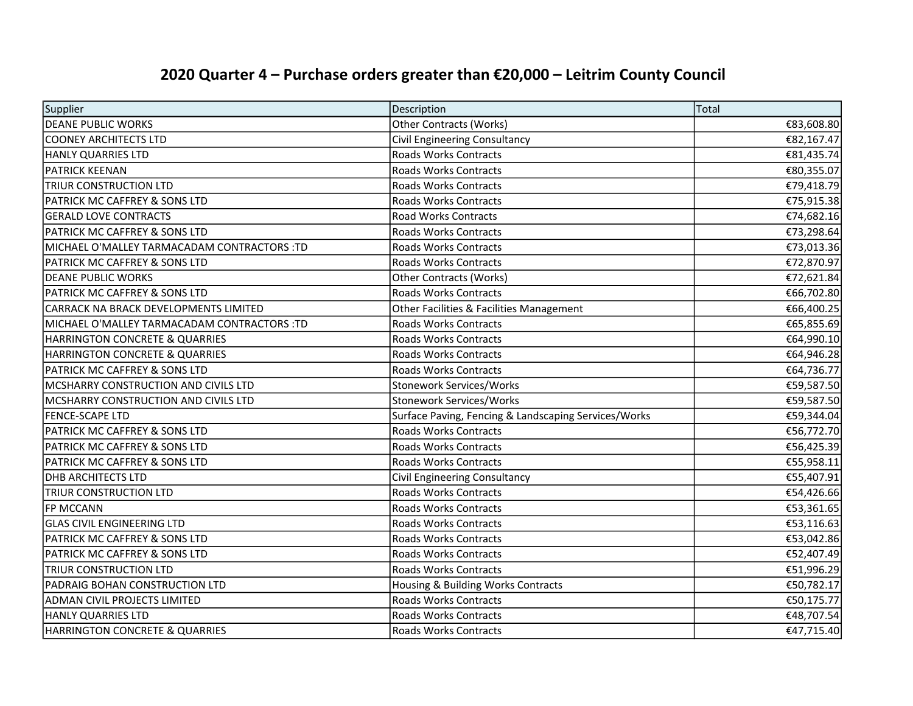# 2020 Quarter 4 – Purchase orders greater than €20,000 – Leitrim County Council

| Supplier | Description | Total |
|---|---|---|
| DEANE PUBLIC WORKS | Other Contracts (Works) | €83,608.80 |
| COONEY ARCHITECTS LTD | Civil Engineering Consultancy | €82,167.47 |
| HANLY QUARRIES LTD | Roads Works Contracts | €81,435.74 |
| PATRICK KEENAN | Roads Works Contracts | €80,355.07 |
| TRIUR CONSTRUCTION LTD | Roads Works Contracts | €79,418.79 |
| PATRICK MC CAFFREY & SONS LTD | Roads Works Contracts | €75,915.38 |
| GERALD LOVE CONTRACTS | Road Works Contracts | €74,682.16 |
| PATRICK MC CAFFREY & SONS LTD | Roads Works Contracts | €73,298.64 |
| MICHAEL O'MALLEY TARMACADAM CONTRACTORS :TD | Roads Works Contracts | €73,013.36 |
| PATRICK MC CAFFREY & SONS LTD | Roads Works Contracts | €72,870.97 |
| DEANE PUBLIC WORKS | Other Contracts (Works) | €72,621.84 |
| PATRICK MC CAFFREY & SONS LTD | Roads Works Contracts | €66,702.80 |
| CARRACK NA BRACK DEVELOPMENTS LIMITED | Other Facilities & Facilities Management | €66,400.25 |
| MICHAEL O'MALLEY TARMACADAM CONTRACTORS :TD | Roads Works Contracts | €65,855.69 |
| HARRINGTON CONCRETE & QUARRIES | Roads Works Contracts | €64,990.10 |
| HARRINGTON CONCRETE & QUARRIES | Roads Works Contracts | €64,946.28 |
| PATRICK MC CAFFREY & SONS LTD | Roads Works Contracts | €64,736.77 |
| MCSHARRY CONSTRUCTION AND CIVILS LTD | Stonework Services/Works | €59,587.50 |
| MCSHARRY CONSTRUCTION AND CIVILS LTD | Stonework Services/Works | €59,587.50 |
| FENCE-SCAPE LTD | Surface Paving, Fencing & Landscaping Services/Works | €59,344.04 |
| PATRICK MC CAFFREY & SONS LTD | Roads Works Contracts | €56,772.70 |
| PATRICK MC CAFFREY & SONS LTD | Roads Works Contracts | €56,425.39 |
| PATRICK MC CAFFREY & SONS LTD | Roads Works Contracts | €55,958.11 |
| DHB ARCHITECTS LTD | Civil Engineering Consultancy | €55,407.91 |
| TRIUR CONSTRUCTION LTD | Roads Works Contracts | €54,426.66 |
| FP MCCANN | Roads Works Contracts | €53,361.65 |
| GLAS CIVIL ENGINEERING LTD | Roads Works Contracts | €53,116.63 |
| PATRICK MC CAFFREY & SONS LTD | Roads Works Contracts | €53,042.86 |
| PATRICK MC CAFFREY & SONS LTD | Roads Works Contracts | €52,407.49 |
| TRIUR CONSTRUCTION LTD | Roads Works Contracts | €51,996.29 |
| PADRAIG BOHAN CONSTRUCTION LTD | Housing & Building Works Contracts | €50,782.17 |
| ADMAN CIVIL PROJECTS LIMITED | Roads Works Contracts | €50,175.77 |
| HANLY QUARRIES LTD | Roads Works Contracts | €48,707.54 |
| HARRINGTON CONCRETE & QUARRIES | Roads Works Contracts | €47,715.40 |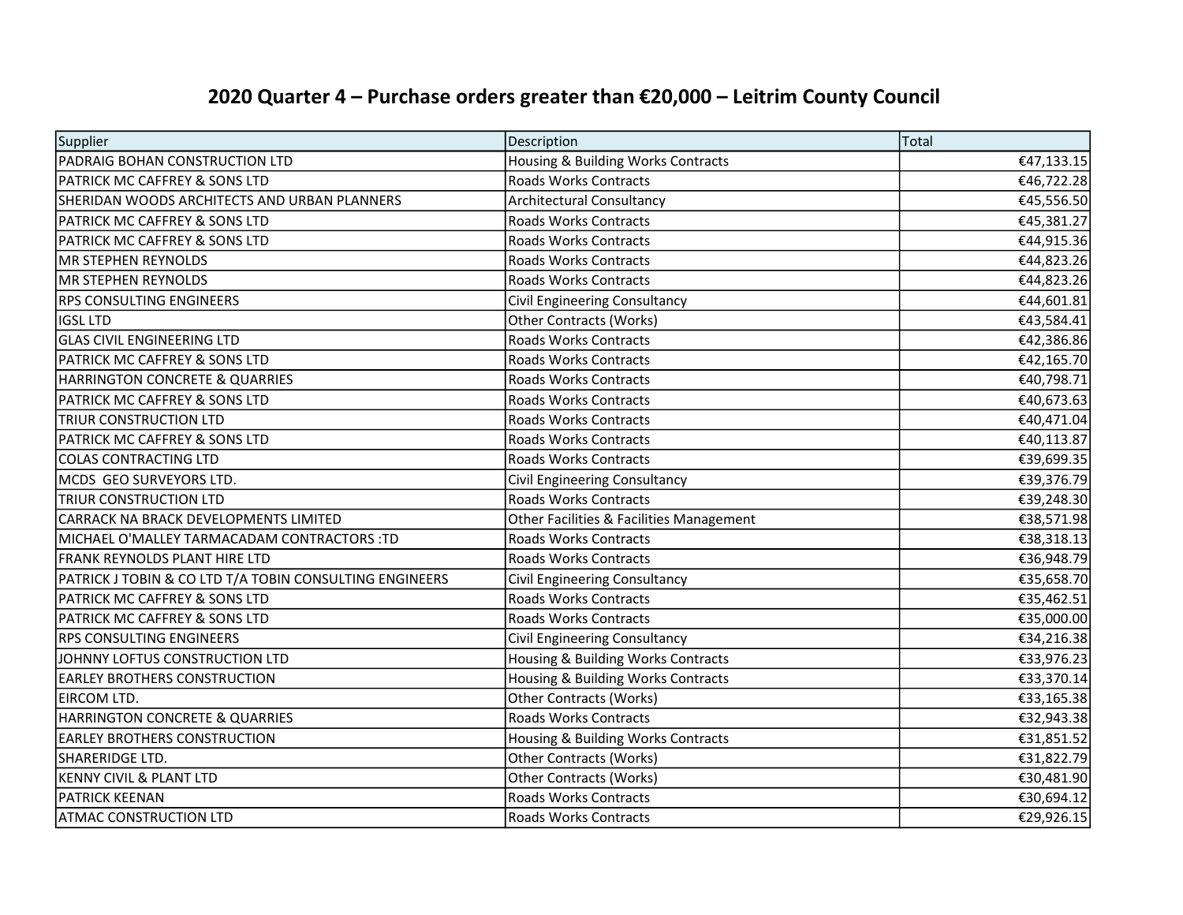## 2020 Quarter 4 – Purchase orders greater than €20,000 – Leitrim County Council

| Supplier | Description | Total |
|---|---|---|
| PADRAIG BOHAN CONSTRUCTION LTD | Housing & Building Works Contracts | €47,133.15 |
| PATRICK MC CAFFREY & SONS LTD | Roads Works Contracts | €46,722.28 |
| SHERIDAN WOODS ARCHITECTS AND URBAN PLANNERS | Architectural Consultancy | €45,556.50 |
| PATRICK MC CAFFREY & SONS LTD | Roads Works Contracts | €45,381.27 |
| PATRICK MC CAFFREY & SONS LTD | Roads Works Contracts | €44,915.36 |
| MR STEPHEN REYNOLDS | Roads Works Contracts | €44,823.26 |
| MR STEPHEN REYNOLDS | Roads Works Contracts | €44,823.26 |
| RPS CONSULTING ENGINEERS | Civil Engineering Consultancy | €44,601.81 |
| IGSL LTD | Other Contracts (Works) | €43,584.41 |
| GLAS CIVIL ENGINEERING LTD | Roads Works Contracts | €42,386.86 |
| PATRICK MC CAFFREY & SONS LTD | Roads Works Contracts | €42,165.70 |
| HARRINGTON CONCRETE & QUARRIES | Roads Works Contracts | €40,798.71 |
| PATRICK MC CAFFREY & SONS LTD | Roads Works Contracts | €40,673.63 |
| TRIUR CONSTRUCTION LTD | Roads Works Contracts | €40,471.04 |
| PATRICK MC CAFFREY & SONS LTD | Roads Works Contracts | €40,113.87 |
| COLAS CONTRACTING LTD | Roads Works Contracts | €39,699.35 |
| MCDS GEO SURVEYORS LTD. | Civil Engineering Consultancy | €39,376.79 |
| TRIUR CONSTRUCTION LTD | Roads Works Contracts | €39,248.30 |
| CARRACK NA BRACK DEVELOPMENTS LIMITED | Other Facilities & Facilities Management | €38,571.98 |
| MICHAEL O'MALLEY TARMACADAM CONTRACTORS :TD | Roads Works Contracts | €38,318.13 |
| FRANK REYNOLDS PLANT HIRE LTD | Roads Works Contracts | €36,948.79 |
| PATRICK J TOBIN & CO LTD T/A TOBIN CONSULTING ENGINEERS | Civil Engineering Consultancy | €35,658.70 |
| PATRICK MC CAFFREY & SONS LTD | Roads Works Contracts | €35,462.51 |
| PATRICK MC CAFFREY & SONS LTD | Roads Works Contracts | €35,000.00 |
| RPS CONSULTING ENGINEERS | Civil Engineering Consultancy | €34,216.38 |
| JOHNNY LOFTUS CONSTRUCTION LTD | Housing & Building Works Contracts | €33,976.23 |
| EARLEY BROTHERS CONSTRUCTION | Housing & Building Works Contracts | €33,370.14 |
| EIRCOM LTD. | Other Contracts (Works) | €33,165.38 |
| HARRINGTON CONCRETE & QUARRIES | Roads Works Contracts | €32,943.38 |
| EARLEY BROTHERS CONSTRUCTION | Housing & Building Works Contracts | €31,851.52 |
| SHARERIDGE LTD. | Other Contracts (Works) | €31,822.79 |
| KENNY CIVIL & PLANT LTD | Other Contracts (Works) | €30,481.90 |
| PATRICK KEENAN | Roads Works Contracts | €30,694.12 |
| ATMAC CONSTRUCTION LTD | Roads Works Contracts | €29,926.15 |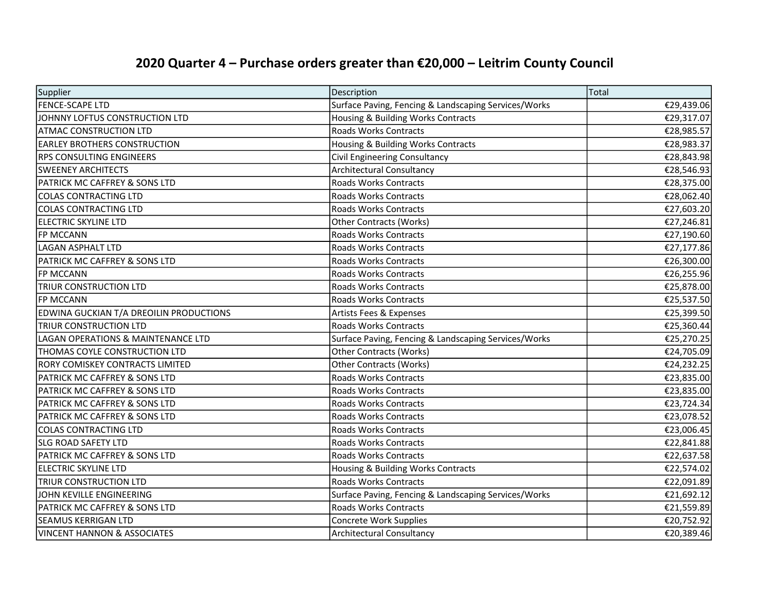# 2020 Quarter 4 – Purchase orders greater than €20,000 – Leitrim County Council

| Supplier | Description | Total |
|---|---|---|
| FENCE-SCAPE LTD | Surface Paving, Fencing & Landscaping Services/Works | €29,439.06 |
| JOHNNY LOFTUS CONSTRUCTION LTD | Housing & Building Works Contracts | €29,317.07 |
| ATMAC CONSTRUCTION LTD | Roads Works Contracts | €28,985.57 |
| EARLEY BROTHERS CONSTRUCTION | Housing & Building Works Contracts | €28,983.37 |
| RPS CONSULTING ENGINEERS | Civil Engineering Consultancy | €28,843.98 |
| SWEENEY ARCHITECTS | Architectural Consultancy | €28,546.93 |
| PATRICK MC CAFFREY & SONS LTD | Roads Works Contracts | €28,375.00 |
| COLAS CONTRACTING LTD | Roads Works Contracts | €28,062.40 |
| COLAS CONTRACTING LTD | Roads Works Contracts | €27,603.20 |
| ELECTRIC SKYLINE LTD | Other Contracts (Works) | €27,246.81 |
| FP MCCANN | Roads Works Contracts | €27,190.60 |
| LAGAN ASPHALT LTD | Roads Works Contracts | €27,177.86 |
| PATRICK MC CAFFREY & SONS LTD | Roads Works Contracts | €26,300.00 |
| FP MCCANN | Roads Works Contracts | €26,255.96 |
| TRIUR CONSTRUCTION LTD | Roads Works Contracts | €25,878.00 |
| FP MCCANN | Roads Works Contracts | €25,537.50 |
| EDWINA GUCKIAN T/A DREOILIN PRODUCTIONS | Artists Fees & Expenses | €25,399.50 |
| TRIUR CONSTRUCTION LTD | Roads Works Contracts | €25,360.44 |
| LAGAN OPERATIONS & MAINTENANCE LTD | Surface Paving, Fencing & Landscaping Services/Works | €25,270.25 |
| THOMAS COYLE CONSTRUCTION LTD | Other Contracts (Works) | €24,705.09 |
| RORY COMISKEY CONTRACTS LIMITED | Other Contracts (Works) | €24,232.25 |
| PATRICK MC CAFFREY & SONS LTD | Roads Works Contracts | €23,835.00 |
| PATRICK MC CAFFREY & SONS LTD | Roads Works Contracts | €23,835.00 |
| PATRICK MC CAFFREY & SONS LTD | Roads Works Contracts | €23,724.34 |
| PATRICK MC CAFFREY & SONS LTD | Roads Works Contracts | €23,078.52 |
| COLAS CONTRACTING LTD | Roads Works Contracts | €23,006.45 |
| SLG ROAD SAFETY LTD | Roads Works Contracts | €22,841.88 |
| PATRICK MC CAFFREY & SONS LTD | Roads Works Contracts | €22,637.58 |
| ELECTRIC SKYLINE LTD | Housing & Building Works Contracts | €22,574.02 |
| TRIUR CONSTRUCTION LTD | Roads Works Contracts | €22,091.89 |
| JOHN KEVILLE ENGINEERING | Surface Paving, Fencing & Landscaping Services/Works | €21,692.12 |
| PATRICK MC CAFFREY & SONS LTD | Roads Works Contracts | €21,559.89 |
| SEAMUS KERRIGAN LTD | Concrete Work Supplies | €20,752.92 |
| VINCENT HANNON & ASSOCIATES | Architectural Consultancy | €20,389.46 |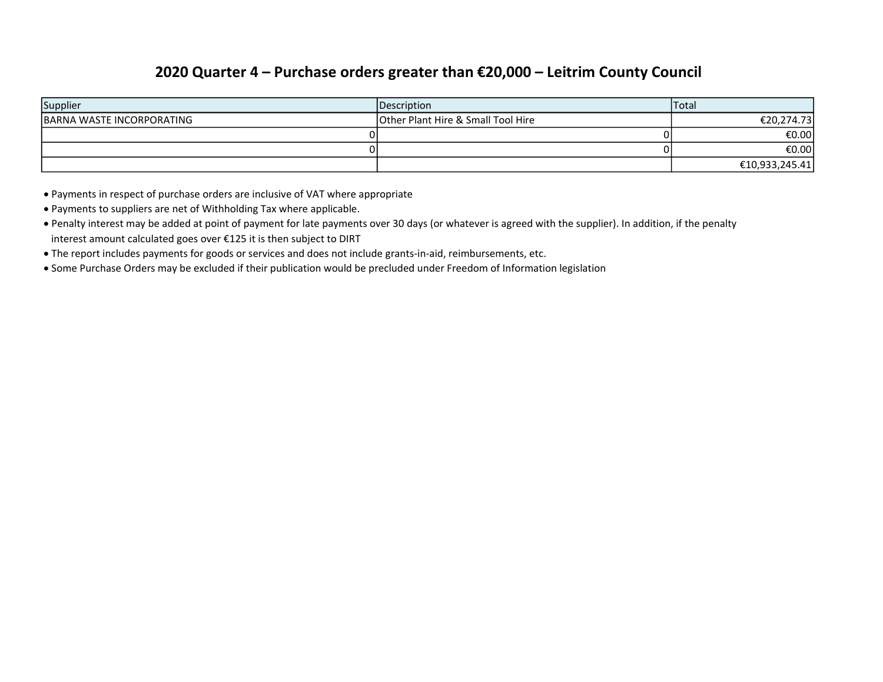## 2020 Quarter 4 – Purchase orders greater than €20,000 – Leitrim County Council

| Supplier | Description | Total |
| --- | --- | --- |
| BARNA WASTE INCORPORATING | Other Plant Hire & Small Tool Hire | €20,274.73 |
| 0 | 0 | €0.00 |
| 0 | 0 | €0.00 |
| | | €10,933,245.41 |

- Payments in respect of purchase orders are inclusive of VAT where appropriate
- Payments to suppliers are net of Withholding Tax where applicable.
- Penalty interest may be added at point of payment for late payments over 30 days (or whatever is agreed with the supplier). In addition, if the penalty interest amount calculated goes over €125 it is then subject to DIRT
- The report includes payments for goods or services and does not include grants-in-aid, reimbursements, etc.
- Some Purchase Orders may be excluded if their publication would be precluded under Freedom of Information legislation